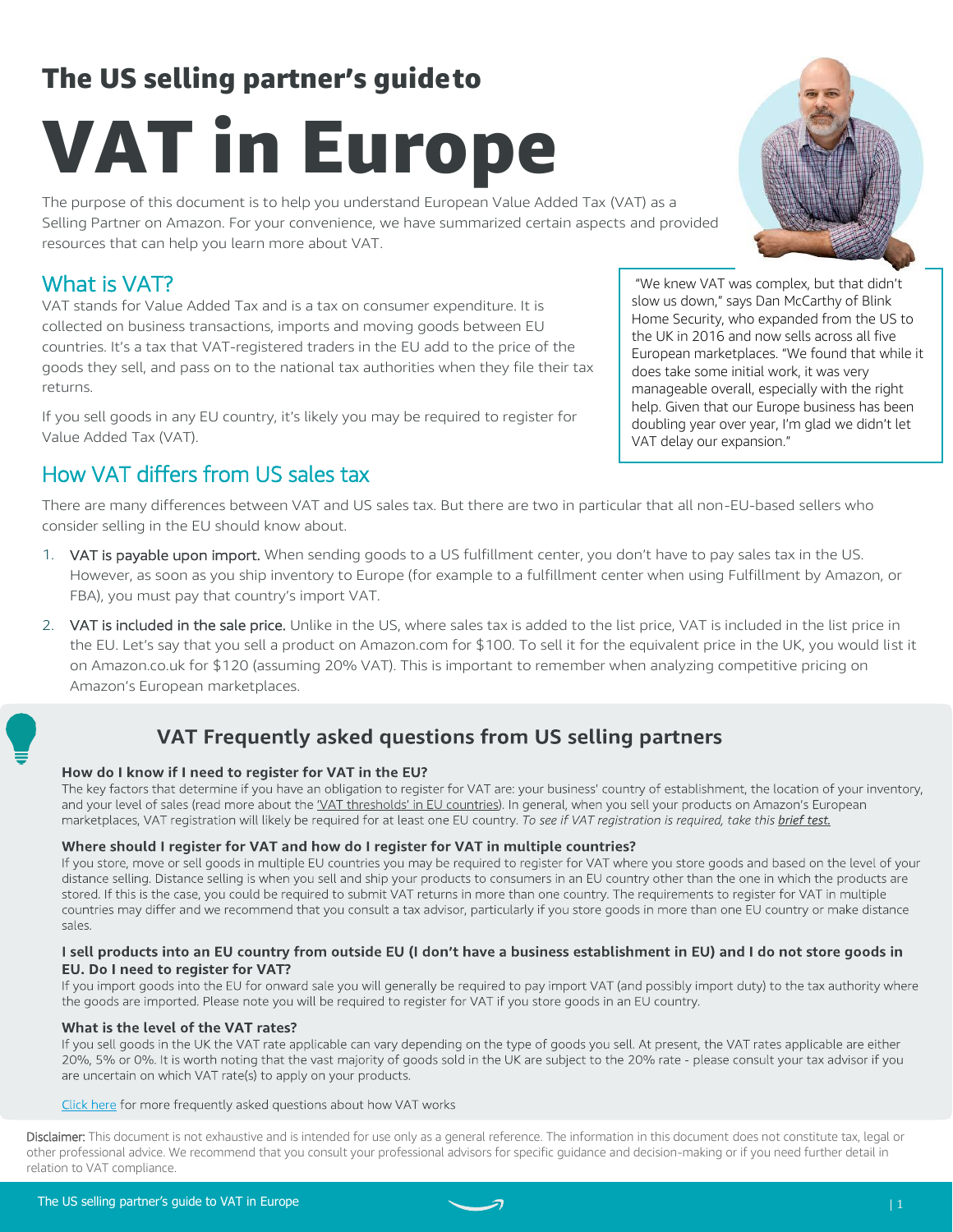## The US selling partner's guide to

# VAT in Europe

The purpose of this document is to help you understand European Value Added Tax (VAT) as a Selling Partner on Amazon. For your convenience, we have summarized certain aspects and provided resources that can help you learn more about VAT.

## What is VAT?

VAT stands for Value Added Tax and is a tax on consumer expenditure. It is collected on business transactions, imports and moving goods between EU countries. It's a tax that VAT-registered traders in the EU add to the price of the goods they sell, and pass on to the national tax authorities when they file their tax returns.

If you sell goods in any EU country, it's likely you may be required to register for Value Added Tax (VAT).

> "We knew VAT was complex, but that didn't slow us down," says Dan McCarthy of Blink Home Security, who expanded from the US to the UK in 2016 and now sells across all five European marketplaces. "We found that while it does take some initial work, it was very manageable overall, especially with the right help. Given that our Europe business has been doubling year over year, I'm glad we didn't let VAT delay our expansion."

## How VAT differs from US sales tax

There are many differences between VAT and US sales tax. But there are two in particular that all non-EU-based sellers who consider selling in the EU should know about.

1. **VAT is payable upon import.** When sending goods to a US fulfillment center, you don't have to pay sales tax in the US. However, as soon as you ship inventory to Europe (for example to a fulfillment center when using Fulfillment by Amazon, or FBA), you must pay that country's import VAT.
2. **VAT is included in the sale price.** Unlike in the US, where sales tax is added to the list price, VAT is included in the list price in the EU. Let's say that you sell a product on Amazon.com for $100. To sell it for the equivalent price in the UK, you would list it on Amazon.co.uk for $120 (assuming 20% VAT). This is important to remember when analyzing competitive pricing on Amazon's European marketplaces.

## VAT Frequently asked questions from US selling partners

**How do I know if I need to register for VAT in the EU?**

The key factors that determine if you have an obligation to register for VAT are: your business' country of establishment, the location of your inventory, and your level of sales (read more about the 'VAT thresholds' in EU countries). In general, when you sell your products on Amazon's European marketplaces, VAT registration will likely be required for at least one EU country. *To see if VAT registration is required, take this brief test.*

**Where should I register for VAT and how do I register for VAT in multiple countries?**

If you store, move or sell goods in multiple EU countries you may be required to register for VAT where you store goods and based on the level of your distance selling. Distance selling is when you sell and ship your products to consumers in an EU country other than the one in which the products are stored. If this is the case, you could be required to submit VAT returns in more than one country. The requirements to register for VAT in multiple countries may differ and we recommend that you consult a tax advisor, particularly if you store goods in more than one EU country or make distance sales.

**I sell products into an EU country from outside EU (I don't have a business establishment in EU) and I do not store goods in EU. Do I need to register for VAT?**

If you import goods into the EU for onward sale you will generally be required to pay import VAT (and possibly import duty) to the tax authority where the goods are imported. Please note you will be required to register for VAT if you store goods in an EU country.

**What is the level of the VAT rates?**

If you sell goods in the UK the VAT rate applicable can vary depending on the type of goods you sell. At present, the VAT rates applicable are either 20%, 5% or 0%. It is worth noting that the vast majority of goods sold in the UK are subject to the 20% rate - please consult your tax advisor if you are uncertain on which VAT rate(s) to apply on your products.

Click here for more frequently asked questions about how VAT works

**Disclaimer:** This document is not exhaustive and is intended for use only as a general reference. The information in this document does not constitute tax, legal or other professional advice. We recommend that you consult your professional advisors for specific guidance and decision-making or if you need further detail in relation to VAT compliance.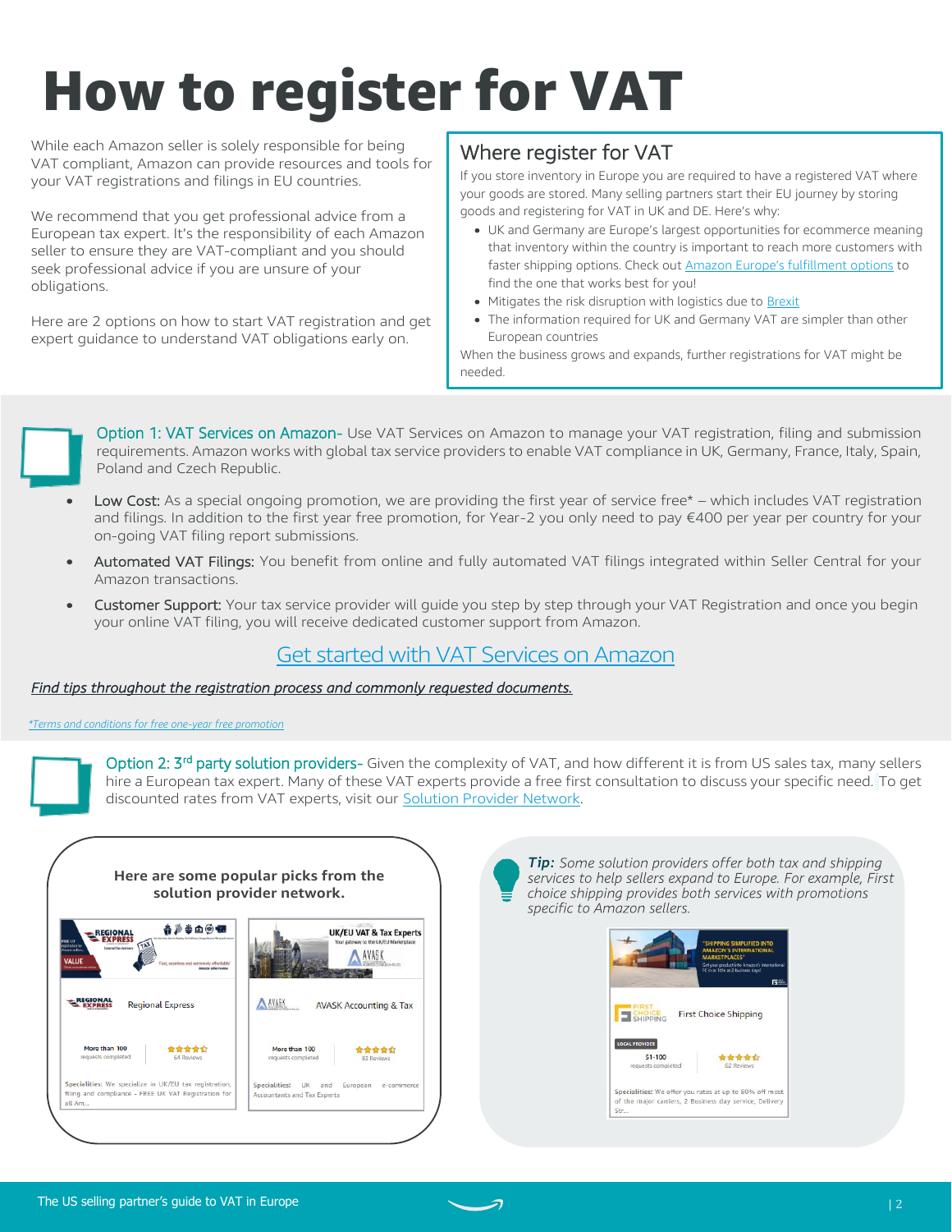# How to register for VAT

While each Amazon seller is solely responsible for being VAT compliant, Amazon can provide resources and tools for your VAT registrations and filings in EU countries.

We recommend that you get professional advice from a European tax expert. It's the responsibility of each Amazon seller to ensure they are VAT-compliant and you should seek professional advice if you are unsure of your obligations.

Here are 2 options on how to start VAT registration and get expert guidance to understand VAT obligations early on.

## Where register for VAT

If you store inventory in Europe you are required to have a registered VAT where your goods are stored. Many selling partners start their EU journey by storing goods and registering for VAT in UK and DE. Here's why:

- UK and Germany are Europe's largest opportunities for ecommerce meaning that inventory within the country is important to reach more customers with faster shipping options. Check out [Amazon Europe's fulfillment options]() to find the one that works best for you!
- Mitigates the risk disruption with logistics due to [Brexit]()
- The information required for UK and Germany VAT are simpler than other European countries

When the business grows and expands, further registrations for VAT might be needed.

**Option 1: VAT Services on Amazon-** Use VAT Services on Amazon to manage your VAT registration, filing and submission requirements. Amazon works with global tax service providers to enable VAT compliance in UK, Germany, France, Italy, Spain, Poland and Czech Republic.

- **Low Cost:** As a special ongoing promotion, we are providing the first year of service free* – which includes VAT registration and filings. In addition to the first year free promotion, for Year-2 you only need to pay €400 per year per country for your on-going VAT filing report submissions.
- **Automated VAT Filings:** You benefit from online and fully automated VAT filings integrated within Seller Central for your Amazon transactions.
- **Customer Support:** Your tax service provider will guide you step by step through your VAT Registration and once you begin your online VAT filing, you will receive dedicated customer support from Amazon.

[Get started with VAT Services on Amazon]()

*[Find tips throughout the registration process and commonly requested documents.]()*

*[*Terms and conditions for free one-year free promotion]()*

**Option 2: 3rd party solution providers-** Given the complexity of VAT, and how different it is from US sales tax, many sellers hire a European tax expert. Many of these VAT experts provide a free first consultation to discuss your specific need. To get discounted rates from VAT experts, visit our [Solution Provider Network]().

**Here are some popular picks from the solution provider network.**

| Regional Express | AVASK Accounting & Tax |
|---|---|
| More than 100 requests completed | More than 100 requests completed |
| 64 Reviews | 83 Reviews |
| Specialities: We specialize in UK/EU tax registration, filing and compliance - FREE UK VAT Registration for all Am... | Specialities: UK and European e-commerce Accountants and Tax Experts |

***Tip:*** *Some solution providers offer both tax and shipping services to help sellers expand to Europe. For example, First choice shipping provides both services with promotions specific to Amazon sellers.*

| First Choice Shipping |
|---|
| LOCAL PROVIDER |
| 51-100 requests completed |
| 62 Reviews |
| Specialities: We offer you rates at up to 80% off most of the major carriers, 2 Business day service, Delivery Str... |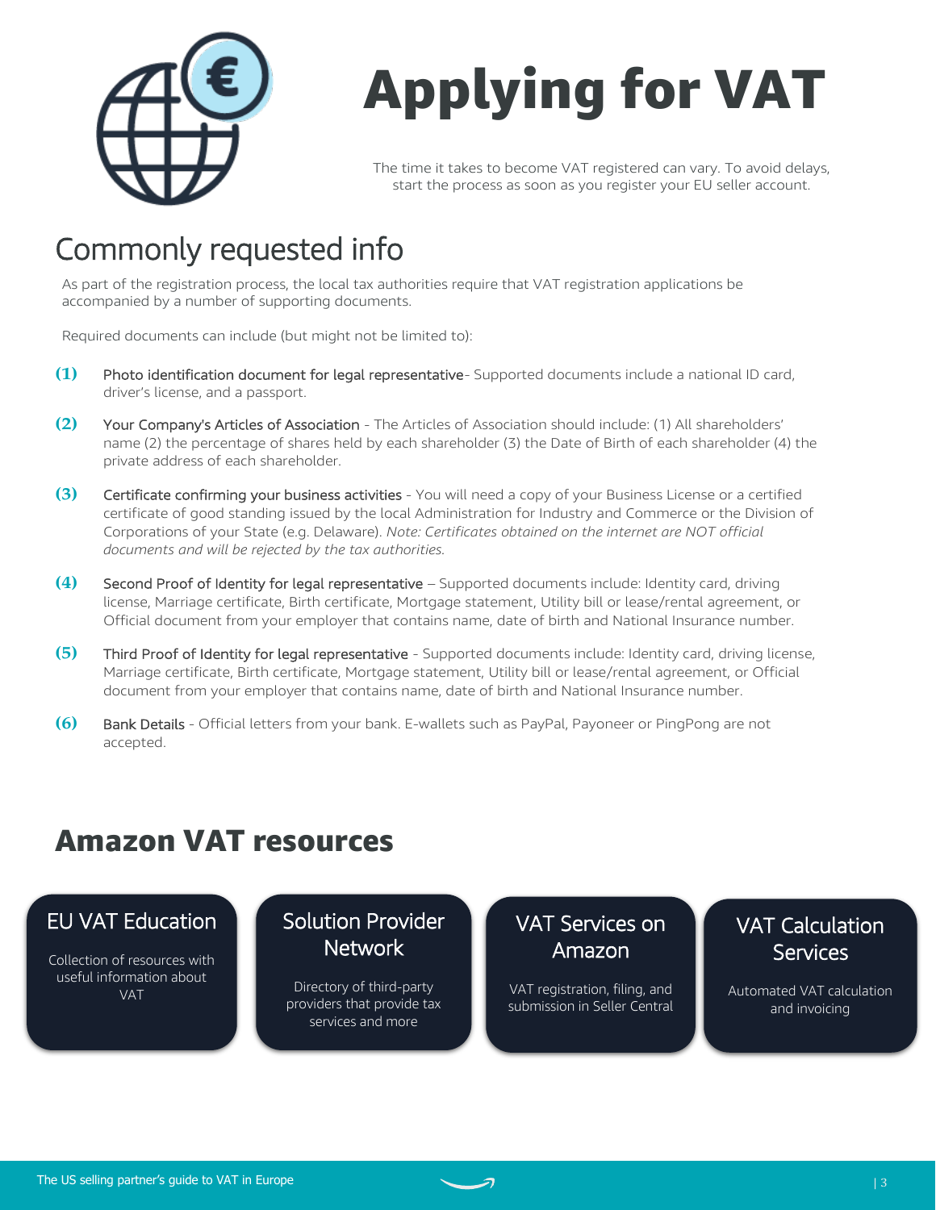# Applying for VAT

The time it takes to become VAT registered can vary. To avoid delays, start the process as soon as you register your EU seller account.

## Commonly requested info

As part of the registration process, the local tax authorities require that VAT registration applications be accompanied by a number of supporting documents.

Required documents can include (but might not be limited to):

**(1)** Photo identification document for legal representative- Supported documents include a national ID card, driver's license, and a passport.

**(2)** Your Company's Articles of Association - The Articles of Association should include: (1) All shareholders' name (2) the percentage of shares held by each shareholder (3) the Date of Birth of each shareholder (4) the private address of each shareholder.

**(3)** Certificate confirming your business activities - You will need a copy of your Business License or a certified certificate of good standing issued by the local Administration for Industry and Commerce or the Division of Corporations of your State (e.g. Delaware). *Note: Certificates obtained on the internet are NOT official documents and will be rejected by the tax authorities.*

**(4)** Second Proof of Identity for legal representative – Supported documents include: Identity card, driving license, Marriage certificate, Birth certificate, Mortgage statement, Utility bill or lease/rental agreement, or Official document from your employer that contains name, date of birth and National Insurance number.

**(5)** Third Proof of Identity for legal representative - Supported documents include: Identity card, driving license, Marriage certificate, Birth certificate, Mortgage statement, Utility bill or lease/rental agreement, or Official document from your employer that contains name, date of birth and National Insurance number.

**(6)** Bank Details - Official letters from your bank. E-wallets such as PayPal, Payoneer or PingPong are not accepted.

## Amazon VAT resources

**EU VAT Education**

Collection of resources with useful information about VAT

**Solution Provider Network**

Directory of third-party providers that provide tax services and more

**VAT Services on Amazon**

VAT registration, filing, and submission in Seller Central

**VAT Calculation Services**

Automated VAT calculation and invoicing